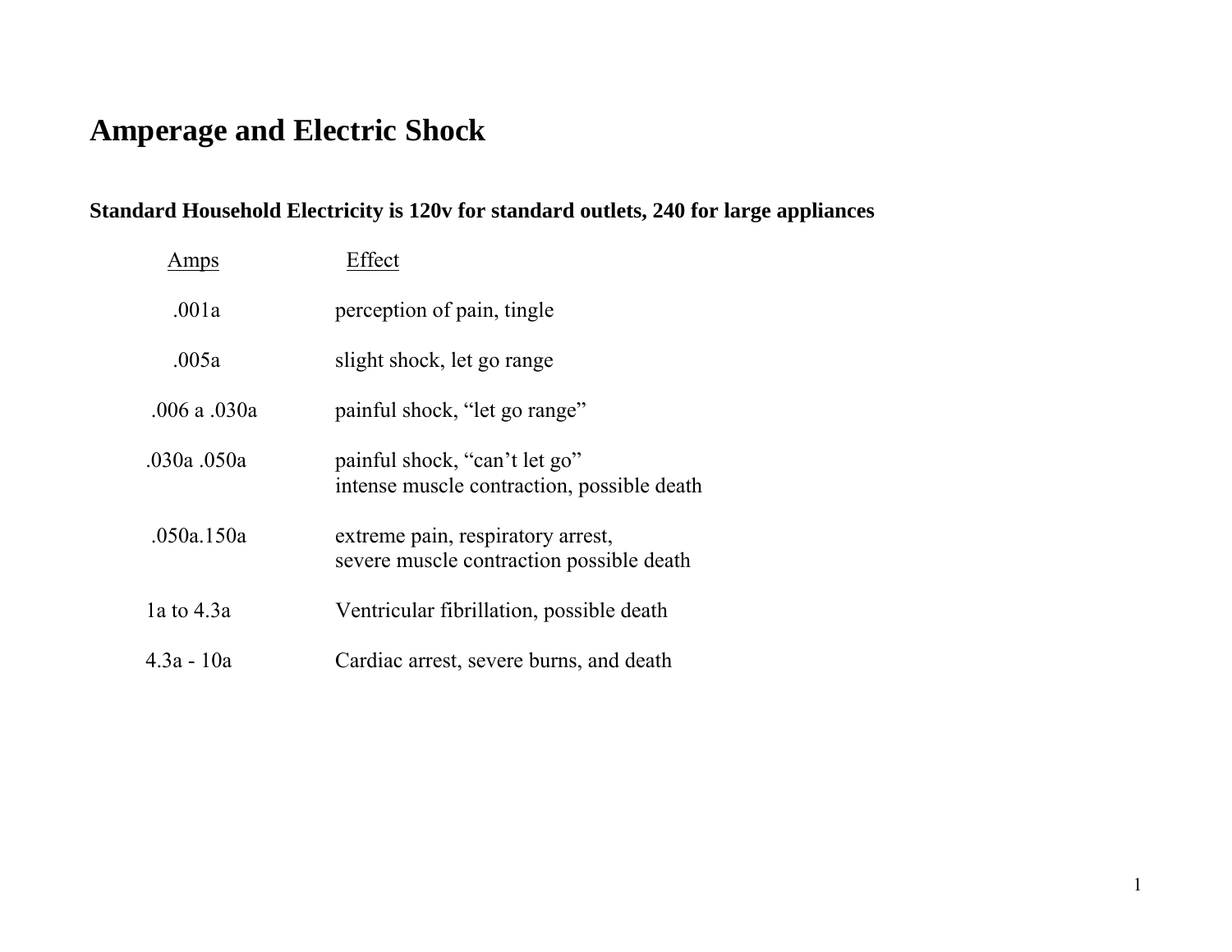# Amperage and Electric Shock

**Standard Household Electricity is 120v for standard outlets, 240 for large appliances**

| Amps | Effect |
|---|---|
| .001a | perception of pain, tingle |
| .005a | slight shock, let go range |
| .006 a .030a | painful shock, "let go range" |
| .030a .050a | painful shock, "can't let go"<br>intense muscle contraction, possible death |
| .050a.150a | extreme pain, respiratory arrest,<br>severe muscle contraction possible death |
| 1a to 4.3a | Ventricular fibrillation, possible death |
| 4.3a - 10a | Cardiac arrest, severe burns, and death |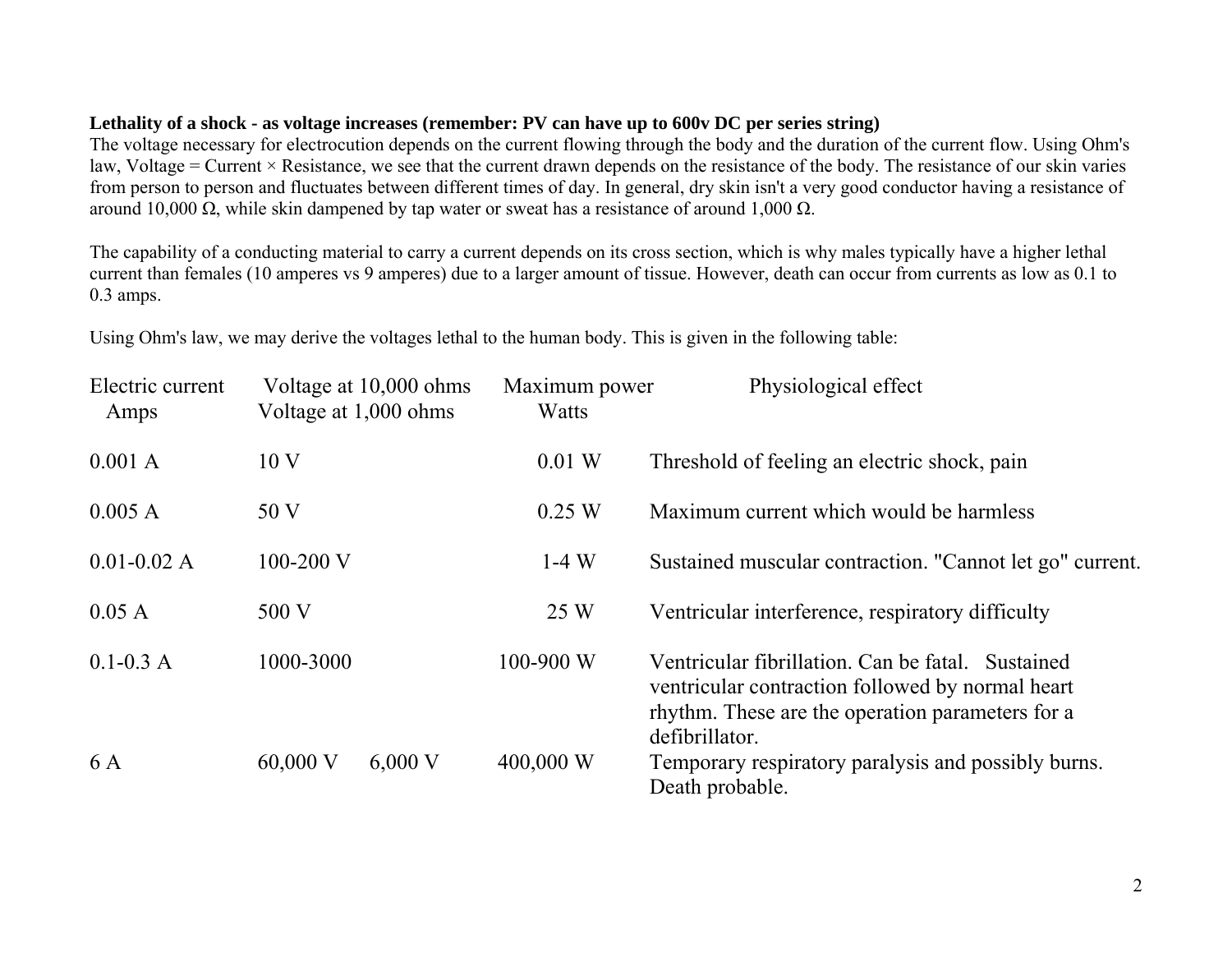**Lethality of a shock - as voltage increases (remember: PV can have up to 600v DC per series string)**

The voltage necessary for electrocution depends on the current flowing through the body and the duration of the current flow. Using Ohm's law, Voltage = Current × Resistance, we see that the current drawn depends on the resistance of the body. The resistance of our skin varies from person to person and fluctuates between different times of day. In general, dry skin isn't a very good conductor having a resistance of around 10,000 Ω, while skin dampened by tap water or sweat has a resistance of around 1,000 Ω.

The capability of a conducting material to carry a current depends on its cross section, which is why males typically have a higher lethal current than females (10 amperes vs 9 amperes) due to a larger amount of tissue. However, death can occur from currents as low as 0.1 to 0.3 amps.

Using Ohm's law, we may derive the voltages lethal to the human body. This is given in the following table:

| Electric current Amps | Voltage at 10,000 ohms | Voltage at 1,000 ohms | Maximum power Watts | Physiological effect |
|---|---|---|---|---|
| 0.001 A | 10 V | | 0.01 W | Threshold of feeling an electric shock, pain |
| 0.005 A | 50 V | | 0.25 W | Maximum current which would be harmless |
| 0.01-0.02 A | 100-200 V | | 1-4 W | Sustained muscular contraction. "Cannot let go" current. |
| 0.05 A | 500 V | | 25 W | Ventricular interference, respiratory difficulty |
| 0.1-0.3 A | 1000-3000 | | 100-900 W | Ventricular fibrillation. Can be fatal. Sustained ventricular contraction followed by normal heart rhythm. These are the operation parameters for a defibrillator. |
| 6 A | 60,000 V | 6,000 V | 400,000 W | Temporary respiratory paralysis and possibly burns. Death probable. |